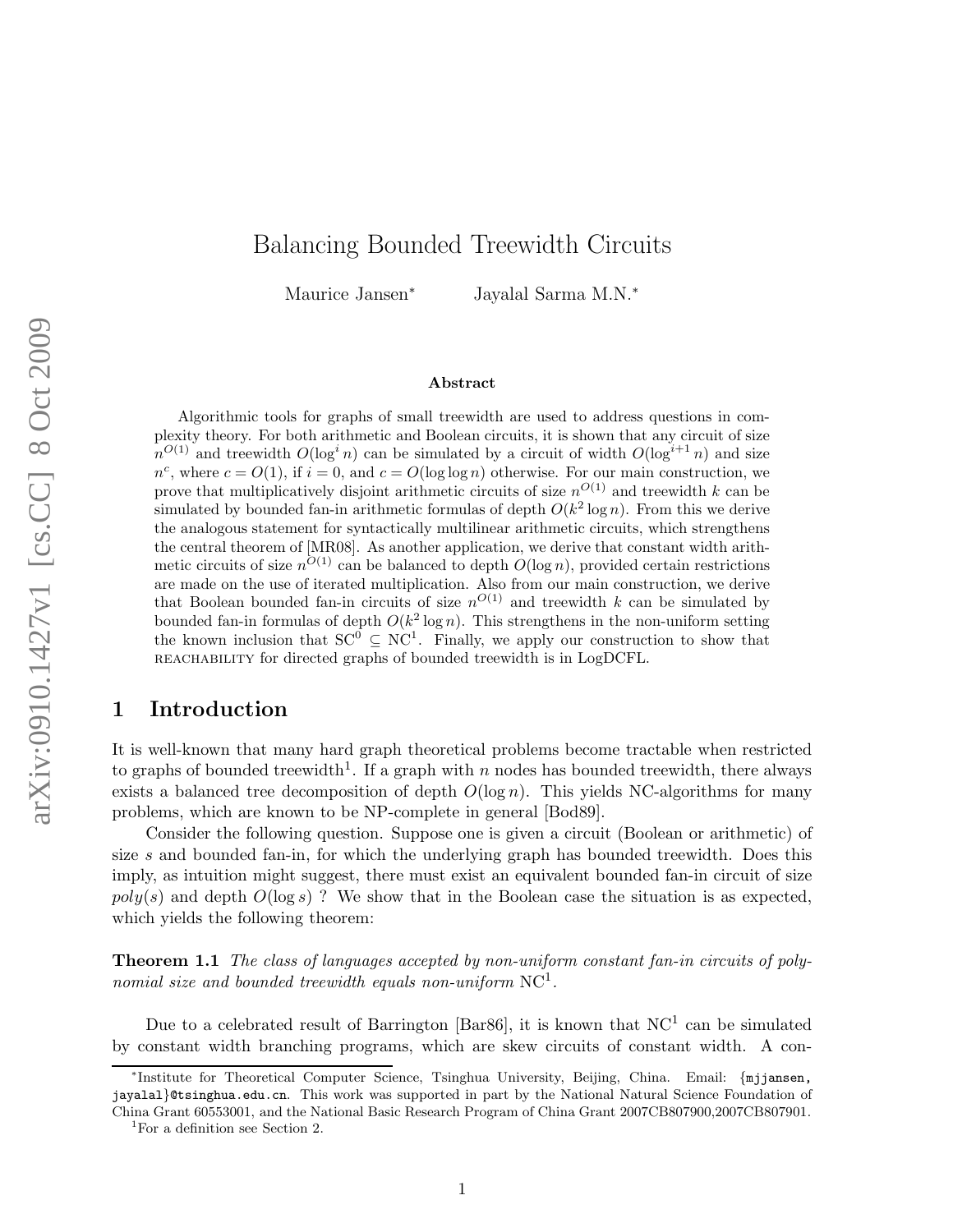# Balancing Bounded Treewidth Circuits

Maurice Jansen* Jayalal Sarma M.N.*

### Abstract

Algorithmic tools for graphs of small treewidth are used to address questions in complexity theory. For both arithmetic and Boolean circuits, it is shown that any circuit of size $n^{O(1)}$ and treewidth $O(\log^i n)$ can be simulated by a circuit of width $O(\log^{i+1} n)$ and size $n^c$, where $c = O(1)$, if $i = 0$, and $c = O(\log \log n)$ otherwise. For our main construction, we prove that multiplicatively disjoint arithmetic circuits of size $n^{O(1)}$ and treewidth $k$ can be simulated by bounded fan-in arithmetic formulas of depth $O(k^2 \log n)$. From this we derive the analogous statement for syntactically multilinear arithmetic circuits, which strengthens the central theorem of [MR08]. As another application, we derive that constant width arithmetic circuits of size $n^{O(1)}$ can be balanced to depth $O(\log n)$, provided certain restrictions are made on the use of iterated multiplication. Also from our main construction, we derive that Boolean bounded fan-in circuits of size $n^{O(1)}$ and treewidth $k$ can be simulated by bounded fan-in formulas of depth $O(k^2 \log n)$. This strengthens in the non-uniform setting the known inclusion that $\mathrm{SC}^0 \subseteq \mathrm{NC}^1$. Finally, we apply our construction to show that REACHABILITY for directed graphs of bounded treewidth is in LogDCFL.

## 1 Introduction

It is well-known that many hard graph theoretical problems become tractable when restricted to graphs of bounded treewidth[1]. If a graph with $n$ nodes has bounded treewidth, there always exists a balanced tree decomposition of depth $O(\log n)$. This yields NC-algorithms for many problems, which are known to be NP-complete in general [Bod89].

Consider the following question. Suppose one is given a circuit (Boolean or arithmetic) of size $s$ and bounded fan-in, for which the underlying graph has bounded treewidth. Does this imply, as intuition might suggest, there must exist an equivalent bounded fan-in circuit of size $poly(s)$ and depth $O(\log s)$ ? We show that in the Boolean case the situation is as expected, which yields the following theorem:

**Theorem 1.1** *The class of languages accepted by non-uniform constant fan-in circuits of polynomial size and bounded treewidth equals non-uniform* $\mathrm{NC}^1$.

Due to a celebrated result of Barrington [Bar86], it is known that $\mathrm{NC}^1$ can be simulated by constant width branching programs, which are skew circuits of constant width. A con-

---

*Institute for Theoretical Computer Science, Tsinghua University, Beijing, China. Email: {mjjansen, jayalal}@tsinghua.edu.cn. This work was supported in part by the National Natural Science Foundation of China Grant 60553001, and the National Basic Research Program of China Grant 2007CB807900,2007CB807901.

[1] For a definition see Section 2.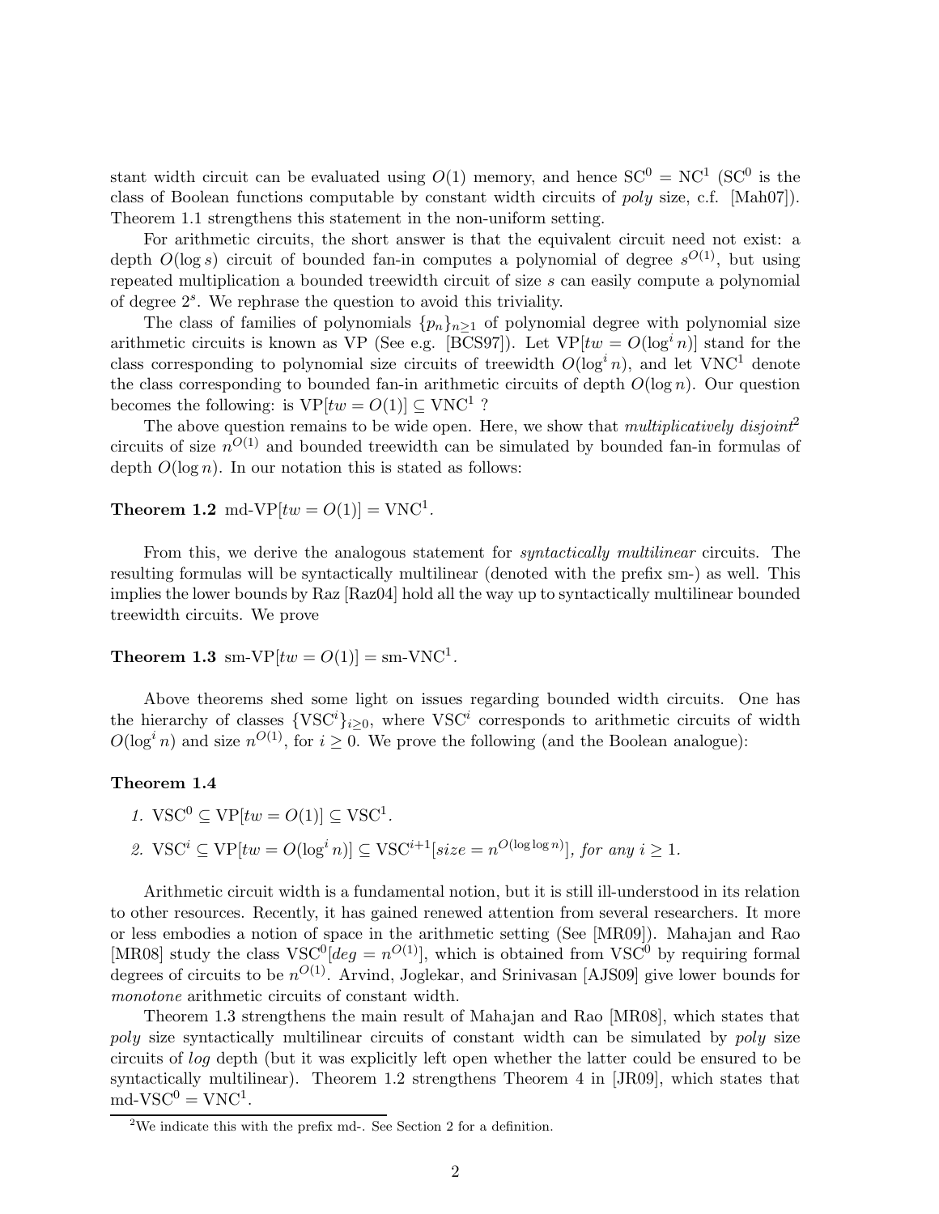stant width circuit can be evaluated using $O(1)$ memory, and hence $\mathrm{SC}^0 = \mathrm{NC}^1$ ($\mathrm{SC}^0$ is the class of Boolean functions computable by constant width circuits of *poly* size, c.f. [Mah07]). Theorem 1.1 strengthens this statement in the non-uniform setting.

For arithmetic circuits, the short answer is that the equivalent circuit need not exist: a depth $O(\log s)$ circuit of bounded fan-in computes a polynomial of degree $s^{O(1)}$, but using repeated multiplication a bounded treewidth circuit of size $s$ can easily compute a polynomial of degree $2^s$. We rephrase the question to avoid this triviality.

The class of families of polynomials $\{p_n\}_{n \geq 1}$ of polynomial degree with polynomial size arithmetic circuits is known as VP (See e.g. [BCS97]). Let $\mathrm{VP}[tw = O(\log^i n)]$ stand for the class corresponding to polynomial size circuits of treewidth $O(\log^i n)$, and let $\mathrm{VNC}^1$ denote the class corresponding to bounded fan-in arithmetic circuits of depth $O(\log n)$. Our question becomes the following: is $\mathrm{VP}[tw = O(1)] \subseteq \mathrm{VNC}^1$ ?

The above question remains to be wide open. Here, we show that *multiplicatively disjoint*[2] circuits of size $n^{O(1)}$ and bounded treewidth can be simulated by bounded fan-in formulas of depth $O(\log n)$. In our notation this is stated as follows:

**Theorem 1.2** $\text{md-VP}[tw = O(1)] = \mathrm{VNC}^1$.

From this, we derive the analogous statement for *syntactically multilinear* circuits. The resulting formulas will be syntactically multilinear (denoted with the prefix sm-) as well. This implies the lower bounds by Raz [Raz04] hold all the way up to syntactically multilinear bounded treewidth circuits. We prove

**Theorem 1.3** $\text{sm-VP}[tw = O(1)] = \text{sm-VNC}^1$.

Above theorems shed some light on issues regarding bounded width circuits. One has the hierarchy of classes $\{\mathrm{VSC}^i\}_{i \geq 0}$, where $\mathrm{VSC}^i$ corresponds to arithmetic circuits of width $O(\log^i n)$ and size $n^{O(1)}$, for $i \geq 0$. We prove the following (and the Boolean analogue):

**Theorem 1.4**

1. $\mathrm{VSC}^0 \subseteq \mathrm{VP}[tw = O(1)] \subseteq \mathrm{VSC}^1$.
2. $\mathrm{VSC}^i \subseteq \mathrm{VP}[tw = O(\log^i n)] \subseteq \mathrm{VSC}^{i+1}[size = n^{O(\log \log n)}]$, *for any* $i \geq 1$.

Arithmetic circuit width is a fundamental notion, but it is still ill-understood in its relation to other resources. Recently, it has gained renewed attention from several researchers. It more or less embodies a notion of space in the arithmetic setting (See [MR09]). Mahajan and Rao [MR08] study the class $\mathrm{VSC}^0[deg = n^{O(1)}]$, which is obtained from $\mathrm{VSC}^0$ by requiring formal degrees of circuits to be $n^{O(1)}$. Arvind, Joglekar, and Srinivasan [AJS09] give lower bounds for *monotone* arithmetic circuits of constant width.

Theorem 1.3 strengthens the main result of Mahajan and Rao [MR08], which states that *poly* size syntactically multilinear circuits of constant width can be simulated by *poly* size circuits of *log* depth (but it was explicitly left open whether the latter could be ensured to be syntactically multilinear). Theorem 1.2 strengthens Theorem 4 in [JR09], which states that $\text{md-VSC}^0 = \mathrm{VNC}^1$.

[2] We indicate this with the prefix md-. See Section 2 for a definition.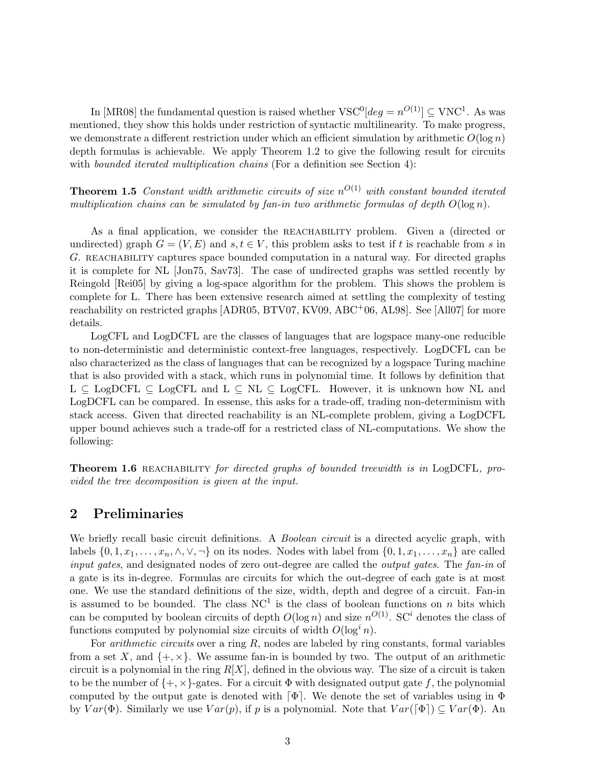In [MR08] the fundamental question is raised whether $\mathrm{VSC}^0[deg = n^{O(1)}] \subseteq \mathrm{VNC}^1$. As was mentioned, they show this holds under restriction of syntactic multilinearity. To make progress, we demonstrate a different restriction under which an efficient simulation by arithmetic $O(\log n)$ depth formulas is achievable. We apply Theorem 1.2 to give the following result for circuits with *bounded iterated multiplication chains* (For a definition see Section 4):

**Theorem 1.5** *Constant width arithmetic circuits of size $n^{O(1)}$ with constant bounded iterated multiplication chains can be simulated by fan-in two arithmetic formulas of depth $O(\log n)$.*

As a final application, we consider the REACHABILITY problem. Given a (directed or undirected) graph $G = (V, E)$ and $s, t \in V$, this problem asks to test if $t$ is reachable from $s$ in $G$. REACHABILITY captures space bounded computation in a natural way. For directed graphs it is complete for NL [Jon75, Sav73]. The case of undirected graphs was settled recently by Reingold [Rei05] by giving a log-space algorithm for the problem. This shows the problem is complete for L. There has been extensive research aimed at settling the complexity of testing reachability on restricted graphs [ADR05, BTV07, KV09, ABC+06, AL98]. See [All07] for more details.

LogCFL and LogDCFL are the classes of languages that are logspace many-one reducible to non-deterministic and deterministic context-free languages, respectively. LogDCFL can be also characterized as the class of languages that can be recognized by a logspace Turing machine that is also provided with a stack, which runs in polynomial time. It follows by definition that $\mathrm{L} \subseteq \mathrm{LogDCFL} \subseteq \mathrm{LogCFL}$ and $\mathrm{L} \subseteq \mathrm{NL} \subseteq \mathrm{LogCFL}$. However, it is unknown how NL and LogDCFL can be compared. In essense, this asks for a trade-off, trading non-determinism with stack access. Given that directed reachability is an NL-complete problem, giving a LogDCFL upper bound achieves such a trade-off for a restricted class of NL-computations. We show the following:

**Theorem 1.6** REACHABILITY *for directed graphs of bounded treewidth is in* LogDCFL*, provided the tree decomposition is given at the input.*

## 2 Preliminaries

We briefly recall basic circuit definitions. A *Boolean circuit* is a directed acyclic graph, with labels $\{0, 1, x_1, \ldots, x_n, \wedge, \vee, \neg\}$ on its nodes. Nodes with label from $\{0, 1, x_1, \ldots, x_n\}$ are called *input gates*, and designated nodes of zero out-degree are called the *output gates*. The *fan-in* of a gate is its in-degree. Formulas are circuits for which the out-degree of each gate is at most one. We use the standard definitions of the size, width, depth and degree of a circuit. Fan-in is assumed to be bounded. The class $\mathrm{NC}^1$ is the class of boolean functions on $n$ bits which can be computed by boolean circuits of depth $O(\log n)$ and size $n^{O(1)}$. $\mathrm{SC}^i$ denotes the class of functions computed by polynomial size circuits of width $O(\log^i n)$.

For *arithmetic circuits* over a ring $R$, nodes are labeled by ring constants, formal variables from a set $X$, and $\{+, \times\}$. We assume fan-in is bounded by two. The output of an arithmetic circuit is a polynomial in the ring $R[X]$, defined in the obvious way. The size of a circuit is taken to be the number of $\{+, \times\}$-gates. For a circuit $\Phi$ with designated output gate $f$, the polynomial computed by the output gate is denoted with $\lceil \Phi \rceil$. We denote the set of variables using in $\Phi$ by $Var(\Phi)$. Similarly we use $Var(p)$, if $p$ is a polynomial. Note that $Var(\lceil \Phi \rceil) \subseteq Var(\Phi)$. An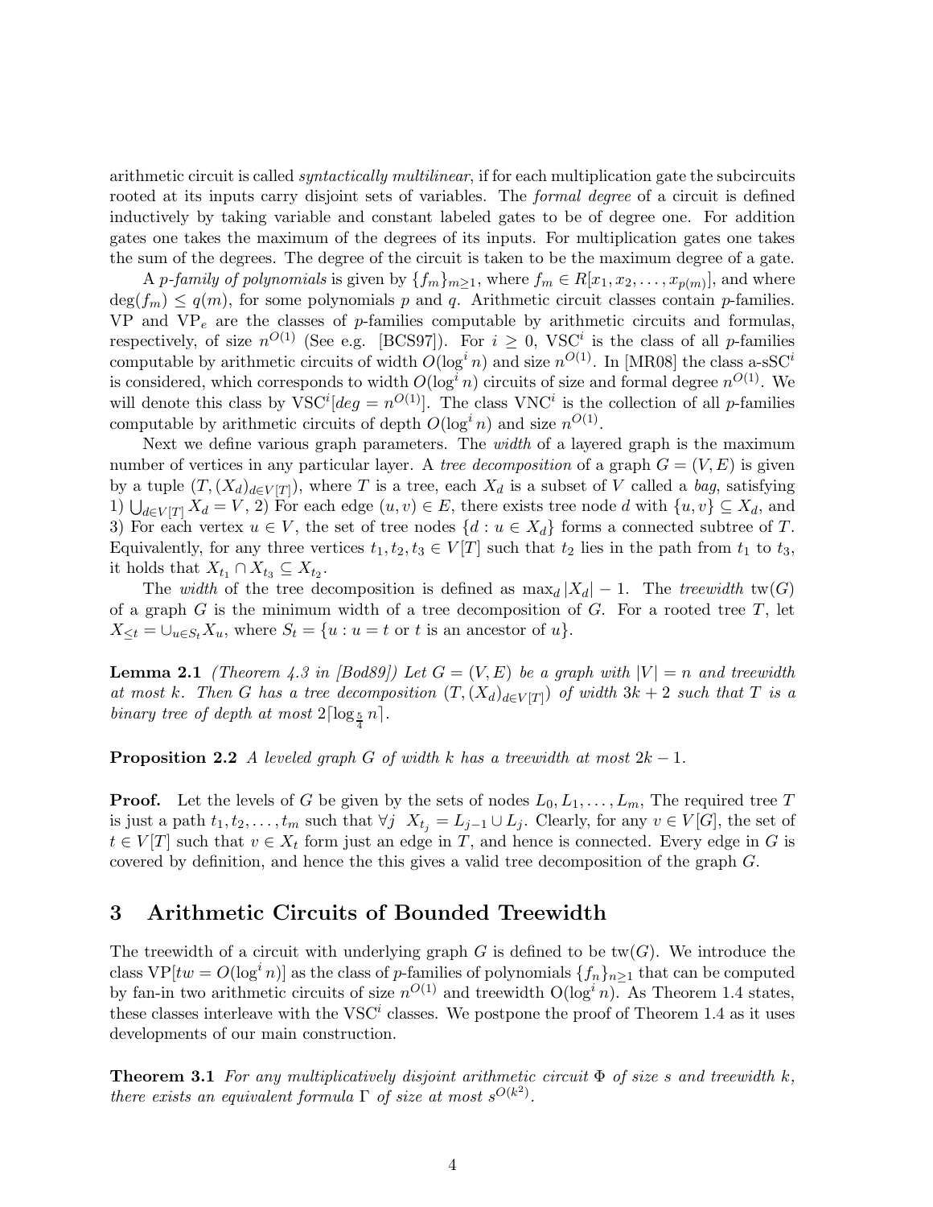arithmetic circuit is called *syntactically multilinear*, if for each multiplication gate the subcircuits rooted at its inputs carry disjoint sets of variables. The *formal degree* of a circuit is defined inductively by taking variable and constant labeled gates to be of degree one. For addition gates one takes the maximum of the degrees of its inputs. For multiplication gates one takes the sum of the degrees. The degree of the circuit is taken to be the maximum degree of a gate.

A *p-family of polynomials* is given by $\{f_m\}_{m\geq 1}$, where $f_m \in R[x_1, x_2, \ldots, x_{p(m)}]$, and where $\deg(f_m) \leq q(m)$, for some polynomials $p$ and $q$. Arithmetic circuit classes contain $p$-families. VP and $\mathrm{VP}_e$ are the classes of $p$-families computable by arithmetic circuits and formulas, respectively, of size $n^{O(1)}$ (See e.g. [BCS97]). For $i \geq 0$, $\mathrm{VSC}^i$ is the class of all $p$-families computable by arithmetic circuits of width $O(\log^i n)$ and size $n^{O(1)}$. In [MR08] the class a-sSC$^i$ is considered, which corresponds to width $O(\log^i n)$ circuits of size and formal degree $n^{O(1)}$. We will denote this class by $\mathrm{VSC}^i[deg = n^{O(1)}]$. The class $\mathrm{VNC}^i$ is the collection of all $p$-families computable by arithmetic circuits of depth $O(\log^i n)$ and size $n^{O(1)}$.

Next we define various graph parameters. The *width* of a layered graph is the maximum number of vertices in any particular layer. A *tree decomposition* of a graph $G = (V, E)$ is given by a tuple $(T, (X_d)_{d\in V[T]})$, where $T$ is a tree, each $X_d$ is a subset of $V$ called a *bag*, satisfying 1) $\bigcup_{d\in V[T]} X_d = V$, 2) For each edge $(u, v) \in E$, there exists tree node $d$ with $\{u, v\} \subseteq X_d$, and 3) For each vertex $u \in V$, the set of tree nodes $\{d : u \in X_d\}$ forms a connected subtree of $T$. Equivalently, for any three vertices $t_1, t_2, t_3 \in V[T]$ such that $t_2$ lies in the path from $t_1$ to $t_3$, it holds that $X_{t_1} \cap X_{t_3} \subseteq X_{t_2}$.

The *width* of the tree decomposition is defined as $\max_d |X_d| - 1$. The *treewidth* $\mathrm{tw}(G)$ of a graph $G$ is the minimum width of a tree decomposition of $G$. For a rooted tree $T$, let $X_{\leq t} = \cup_{u\in S_t} X_u$, where $S_t = \{u : u = t \text{ or } t \text{ is an ancestor of } u\}$.

**Lemma 2.1** *(Theorem 4.3 in [Bod89]) Let $G = (V, E)$ be a graph with $|V| = n$ and treewidth at most $k$. Then $G$ has a tree decomposition $(T, (X_d)_{d\in V[T]})$ of width $3k + 2$ such that $T$ is a binary tree of depth at most $2\lceil \log_{\frac{5}{4}} n\rceil$.*

**Proposition 2.2** *A leveled graph $G$ of width $k$ has a treewidth at most $2k - 1$.*

**Proof.** Let the levels of $G$ be given by the sets of nodes $L_0, L_1, \ldots, L_m$, The required tree $T$ is just a path $t_1, t_2, \ldots, t_m$ such that $\forall j \;\; X_{t_j} = L_{j-1} \cup L_j$. Clearly, for any $v \in V[G]$, the set of $t \in V[T]$ such that $v \in X_t$ form just an edge in $T$, and hence is connected. Every edge in $G$ is covered by definition, and hence the this gives a valid tree decomposition of the graph $G$.

## 3 Arithmetic Circuits of Bounded Treewidth

The treewidth of a circuit with underlying graph $G$ is defined to be $\mathrm{tw}(G)$. We introduce the class $\mathrm{VP}[tw = O(\log^i n)]$ as the class of $p$-families of polynomials $\{f_n\}_{n\geq 1}$ that can be computed by fan-in two arithmetic circuits of size $n^{O(1)}$ and treewidth $\mathrm{O}(\log^i n)$. As Theorem 1.4 states, these classes interleave with the $\mathrm{VSC}^i$ classes. We postpone the proof of Theorem 1.4 as it uses developments of our main construction.

**Theorem 3.1** *For any multiplicatively disjoint arithmetic circuit $\Phi$ of size $s$ and treewidth $k$, there exists an equivalent formula $\Gamma$ of size at most $s^{O(k^2)}$.*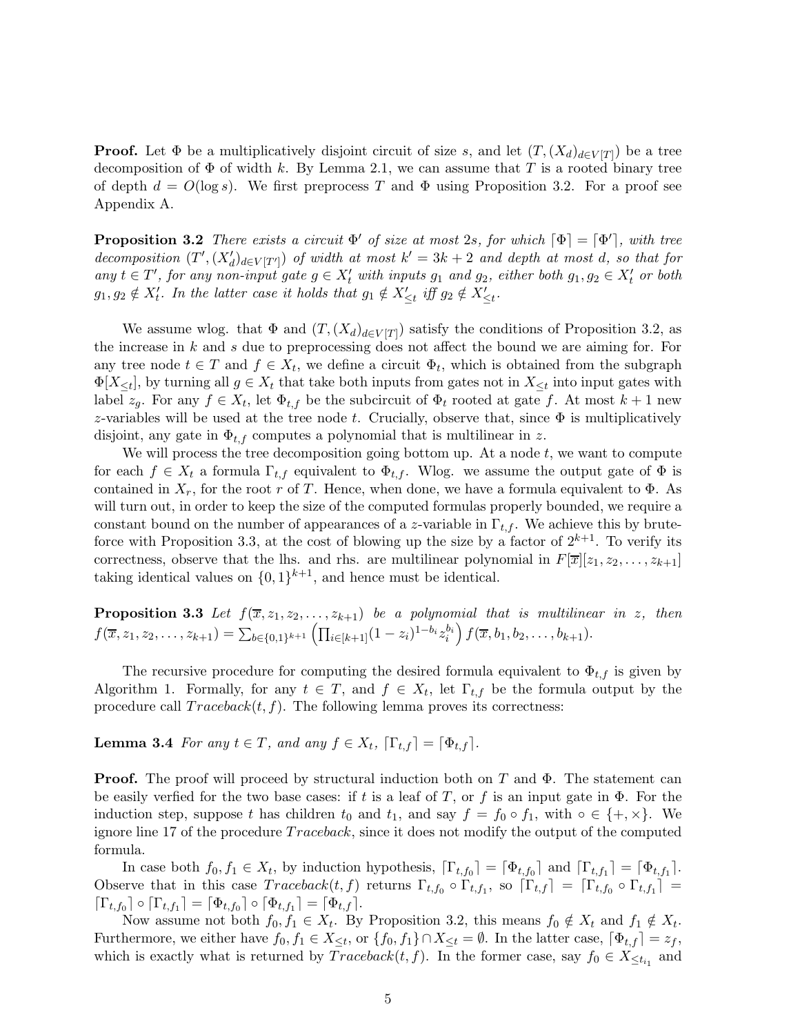**Proof.** Let $\Phi$ be a multiplicatively disjoint circuit of size $s$, and let $(T,(X_d)_{d\in V[T]})$ be a tree decomposition of $\Phi$ of width $k$. By Lemma 2.1, we can assume that $T$ is a rooted binary tree of depth $d = O(\log s)$. We first preprocess $T$ and $\Phi$ using Proposition 3.2. For a proof see Appendix A.

**Proposition 3.2** *There exists a circuit $\Phi'$ of size at most $2s$, for which $\lceil\Phi\rceil = \lceil\Phi'\rceil$, with tree decomposition $(T',(X'_d)_{d\in V[T']})$ of width at most $k' = 3k+2$ and depth at most $d$, so that for any $t \in T'$, for any non-input gate $g \in X'_t$ with inputs $g_1$ and $g_2$, either both $g_1, g_2 \in X'_t$ or both $g_1, g_2 \notin X'_t$. In the latter case it holds that $g_1 \notin X'_{\leq t}$ iff $g_2 \notin X'_{\leq t}$.*

We assume wlog. that $\Phi$ and $(T,(X_d)_{d\in V[T]})$ satisfy the conditions of Proposition 3.2, as the increase in $k$ and $s$ due to preprocessing does not affect the bound we are aiming for. For any tree node $t \in T$ and $f \in X_t$, we define a circuit $\Phi_t$, which is obtained from the subgraph $\Phi[X_{\leq t}]$, by turning all $g \in X_t$ that take both inputs from gates not in $X_{\leq t}$ into input gates with label $z_g$. For any $f \in X_t$, let $\Phi_{t,f}$ be the subcircuit of $\Phi_t$ rooted at gate $f$. At most $k+1$ new $z$-variables will be used at the tree node $t$. Crucially, observe that, since $\Phi$ is multiplicatively disjoint, any gate in $\Phi_{t,f}$ computes a polynomial that is multilinear in $z$.

We will process the tree decomposition going bottom up. At a node $t$, we want to compute for each $f \in X_t$ a formula $\Gamma_{t,f}$ equivalent to $\Phi_{t,f}$. Wlog. we assume the output gate of $\Phi$ is contained in $X_r$, for the root $r$ of $T$. Hence, when done, we have a formula equivalent to $\Phi$. As will turn out, in order to keep the size of the computed formulas properly bounded, we require a constant bound on the number of appearances of a $z$-variable in $\Gamma_{t,f}$. We achieve this by brute-force with Proposition 3.3, at the cost of blowing up the size by a factor of $2^{k+1}$. To verify its correctness, observe that the lhs. and rhs. are multilinear polynomial in $F[\overline{x}][z_1, z_2, \ldots, z_{k+1}]$ taking identical values on $\{0,1\}^{k+1}$, and hence must be identical.

**Proposition 3.3** *Let $f(\overline{x}, z_1, z_2, \ldots, z_{k+1})$ be a polynomial that is multilinear in $z$, then $f(\overline{x}, z_1, z_2, \ldots, z_{k+1}) = \sum_{b\in\{0,1\}^{k+1}} \left(\prod_{i\in[k+1]}(1-z_i)^{1-b_i} z_i^{b_i}\right) f(\overline{x}, b_1, b_2, \ldots, b_{k+1})$.*

The recursive procedure for computing the desired formula equivalent to $\Phi_{t,f}$ is given by Algorithm 1. Formally, for any $t \in T$, and $f \in X_t$, let $\Gamma_{t,f}$ be the formula output by the procedure call $Traceback(t,f)$. The following lemma proves its correctness:

**Lemma 3.4** *For any $t \in T$, and any $f \in X_t$, $\lceil\Gamma_{t,f}\rceil = \lceil\Phi_{t,f}\rceil$.*

**Proof.** The proof will proceed by structural induction both on $T$ and $\Phi$. The statement can be easily verfied for the two base cases: if $t$ is a leaf of $T$, or $f$ is an input gate in $\Phi$. For the induction step, suppose $t$ has children $t_0$ and $t_1$, and say $f = f_0 \circ f_1$, with $\circ \in \{+, \times\}$. We ignore line 17 of the procedure $Traceback$, since it does not modify the output of the computed formula.

In case both $f_0, f_1 \in X_t$, by induction hypothesis, $\lceil\Gamma_{t,f_0}\rceil = \lceil\Phi_{t,f_0}\rceil$ and $\lceil\Gamma_{t,f_1}\rceil = \lceil\Phi_{t,f_1}\rceil$. Observe that in this case $Traceback(t,f)$ returns $\Gamma_{t,f_0} \circ \Gamma_{t,f_1}$, so $\lceil\Gamma_{t,f}\rceil = \lceil\Gamma_{t,f_0} \circ \Gamma_{t,f_1}\rceil = \lceil\Gamma_{t,f_0}\rceil \circ \lceil\Gamma_{t,f_1}\rceil = \lceil\Phi_{t,f_0}\rceil \circ \lceil\Phi_{t,f_1}\rceil = \lceil\Phi_{t,f}\rceil$.

Now assume not both $f_0, f_1 \in X_t$. By Proposition 3.2, this means $f_0 \notin X_t$ and $f_1 \notin X_t$. Furthermore, we either have $f_0, f_1 \in X_{\leq t}$, or $\{f_0, f_1\} \cap X_{\leq t} = \emptyset$. In the latter case, $\lceil\Phi_{t,f}\rceil = z_f$, which is exactly what is returned by $Traceback(t,f)$. In the former case, say $f_0 \in X_{\leq t_{i_1}}$ and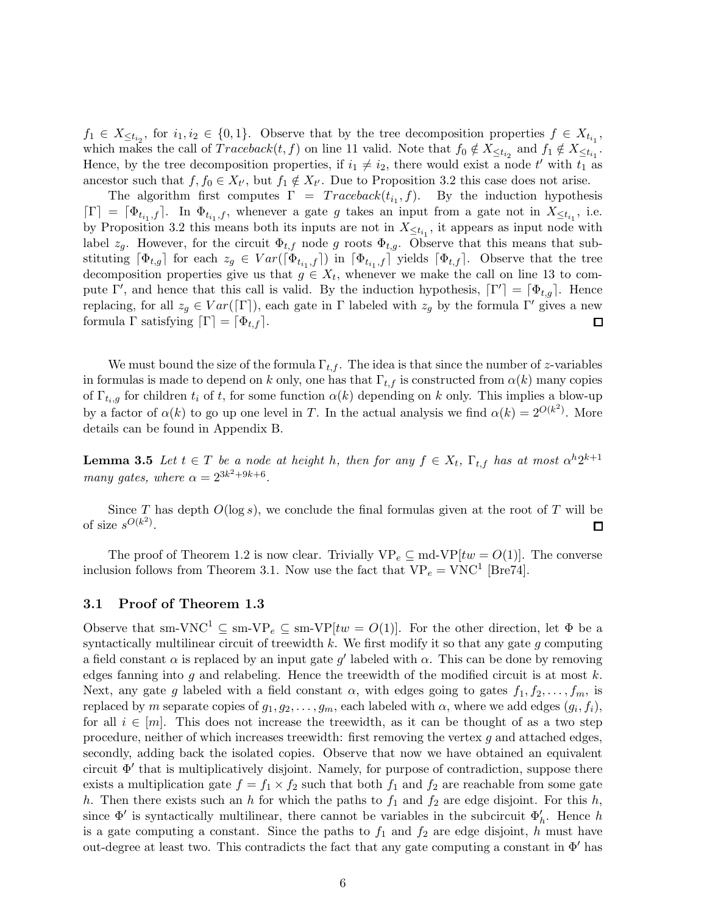$f_1 \in X_{\leq t_{i_2}}$, for $i_1, i_2 \in \{0, 1\}$. Observe that by the tree decomposition properties $f \in X_{t_{i_1}}$, which makes the call of $Traceback(t, f)$ on line 11 valid. Note that $f_0 \notin X_{\leq t_{i_2}}$ and $f_1 \notin X_{\leq t_{i_1}}$. Hence, by the tree decomposition properties, if $i_1 \neq i_2$, there would exist a node $t'$ with $t_1$ as ancestor such that $f, f_0 \in X_{t'}$, but $f_1 \notin X_{t'}$. Due to Proposition 3.2 this case does not arise.

The algorithm first computes $\Gamma = Traceback(t_{i_1}, f)$. By the induction hypothesis $\lceil \Gamma \rceil = \lceil \Phi_{t_{i_1}, f} \rceil$. In $\Phi_{t_{i_1}, f}$, whenever a gate $g$ takes an input from a gate not in $X_{\leq t_{i_1}}$, i.e. by Proposition 3.2 this means both its inputs are not in $X_{\leq t_{i_1}}$, it appears as input node with label $z_g$. However, for the circuit $\Phi_{t,f}$ node $g$ roots $\Phi_{t,g}$. Observe that this means that substituting $\lceil \Phi_{t,g} \rceil$ for each $z_g \in Var(\lceil \Phi_{t_{i_1}, f} \rceil)$ in $\lceil \Phi_{t_{i_1}, f} \rceil$ yields $\lceil \Phi_{t,f} \rceil$. Observe that the tree decomposition properties give us that $g \in X_t$, whenever we make the call on line 13 to compute $\Gamma'$, and hence that this call is valid. By the induction hypothesis, $\lceil \Gamma' \rceil = \lceil \Phi_{t,g} \rceil$. Hence replacing, for all $z_g \in Var(\lceil \Gamma \rceil)$, each gate in $\Gamma$ labeled with $z_g$ by the formula $\Gamma'$ gives a new formula $\Gamma$ satisfying $\lceil \Gamma \rceil = \lceil \Phi_{t,f} \rceil$. ◻

We must bound the size of the formula $\Gamma_{t,f}$. The idea is that since the number of $z$-variables in formulas is made to depend on $k$ only, one has that $\Gamma_{t,f}$ is constructed from $\alpha(k)$ many copies of $\Gamma_{t_i,g}$ for children $t_i$ of $t$, for some function $\alpha(k)$ depending on $k$ only. This implies a blow-up by a factor of $\alpha(k)$ to go up one level in $T$. In the actual analysis we find $\alpha(k) = 2^{O(k^2)}$. More details can be found in Appendix B.

**Lemma 3.5** *Let $t \in T$ be a node at height $h$, then for any $f \in X_t$, $\Gamma_{t,f}$ has at most $\alpha^h 2^{k+1}$ many gates, where $\alpha = 2^{3k^2+9k+6}$.*

Since $T$ has depth $O(\log s)$, we conclude the final formulas given at the root of $T$ will be of size $s^{O(k^2)}$. ◻

The proof of Theorem 1.2 is now clear. Trivially $\text{VP}_e \subseteq \text{md-VP}[tw = O(1)]$. The converse inclusion follows from Theorem 3.1. Now use the fact that $\text{VP}_e = \text{VNC}^1$ [Bre74].

### 3.1 Proof of Theorem 1.3

Observe that $\text{sm-VNC}^1 \subseteq \text{sm-VP}_e \subseteq \text{sm-VP}[tw = O(1)]$. For the other direction, let $\Phi$ be a syntactically multilinear circuit of treewidth $k$. We first modify it so that any gate $g$ computing a field constant $\alpha$ is replaced by an input gate $g'$ labeled with $\alpha$. This can be done by removing edges fanning into $g$ and relabeling. Hence the treewidth of the modified circuit is at most $k$. Next, any gate $g$ labeled with a field constant $\alpha$, with edges going to gates $f_1, f_2, \ldots, f_m$, is replaced by $m$ separate copies of $g_1, g_2, \ldots, g_m$, each labeled with $\alpha$, where we add edges $(g_i, f_i)$, for all $i \in [m]$. This does not increase the treewidth, as it can be thought of as a two step procedure, neither of which increases treewidth: first removing the vertex $g$ and attached edges, secondly, adding back the isolated copies. Observe that now we have obtained an equivalent circuit $\Phi'$ that is multiplicatively disjoint. Namely, for purpose of contradiction, suppose there exists a multiplication gate $f = f_1 \times f_2$ such that both $f_1$ and $f_2$ are reachable from some gate $h$. Then there exists such an $h$ for which the paths to $f_1$ and $f_2$ are edge disjoint. For this $h$, since $\Phi'$ is syntactically multilinear, there cannot be variables in the subcircuit $\Phi'_h$. Hence $h$ is a gate computing a constant. Since the paths to $f_1$ and $f_2$ are edge disjoint, $h$ must have out-degree at least two. This contradicts the fact that any gate computing a constant in $\Phi'$ has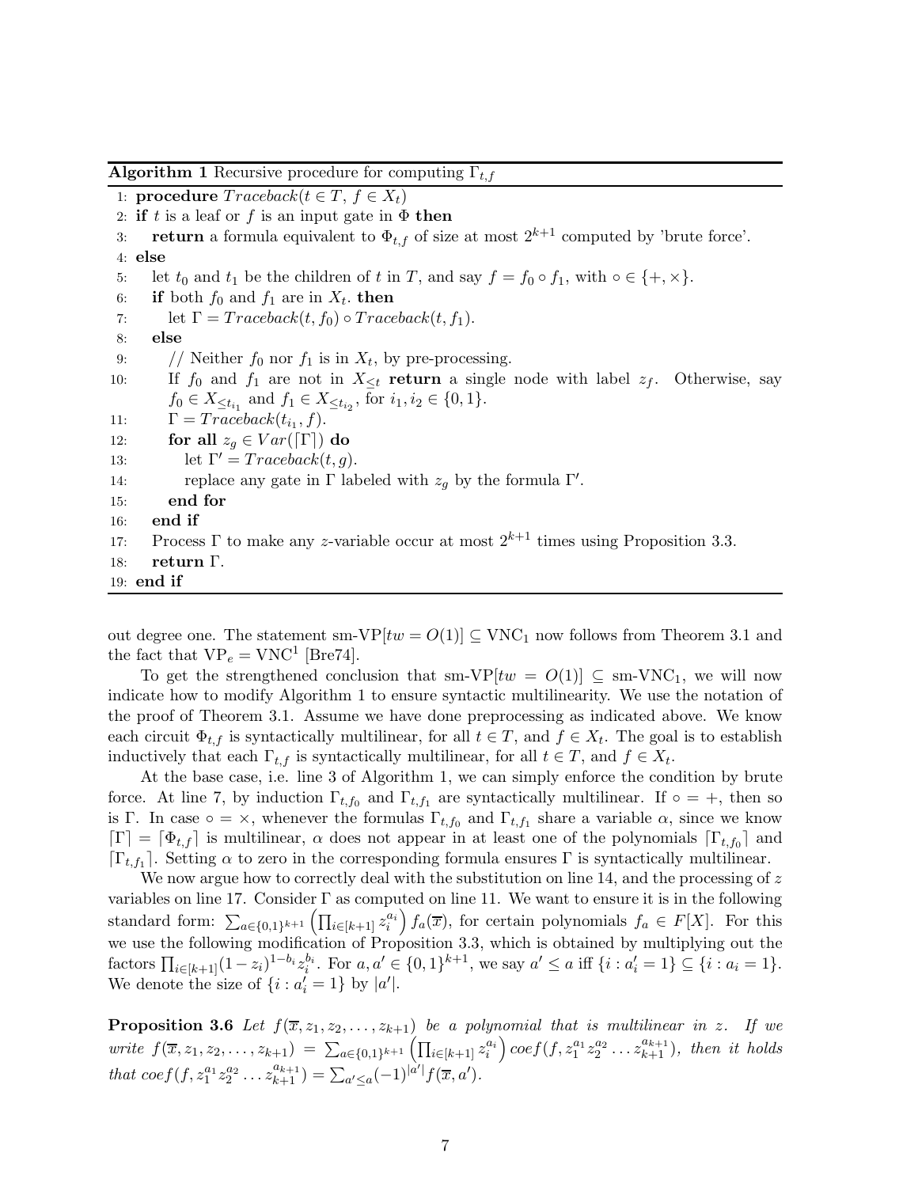**Algorithm 1** Recursive procedure for computing $\Gamma_{t,f}$

```
1:  procedure Traceback(t ∈ T, f ∈ X_t)
2:  if t is a leaf or f is an input gate in Φ then
3:      return a formula equivalent to Φ_{t,f} of size at most 2^{k+1} computed by 'brute force'.
4:  else
5:      let t_0 and t_1 be the children of t in T, and say f = f_0 ∘ f_1, with ∘ ∈ {+, ×}.
6:      if both f_0 and f_1 are in X_t. then
7:          let Γ = Traceback(t, f_0) ∘ Traceback(t, f_1).
8:      else
9:          // Neither f_0 nor f_1 is in X_t, by pre-processing.
10:         If f_0 and f_1 are not in X_{<t} return a single node with label z_f. Otherwise, say
            f_0 ∈ X_{≤t_{i_1}} and f_1 ∈ X_{≤t_{i_2}}, for i_1, i_2 ∈ {0,1}.
11:         Γ = Traceback(t_{i_1}, f).
12:         for all z_g ∈ Var(⌈Γ⌉) do
13:             let Γ' = Traceback(t, g).
14:             replace any gate in Γ labeled with z_g by the formula Γ'.
15:         end for
16:     end if
17:     Process Γ to make any z-variable occur at most 2^{k+1} times using Proposition 3.3.
18:     return Γ.
19: end if
```

out degree one. The statement sm-VP$[tw = O(1)] \subseteq$ VNC$_1$ now follows from Theorem 3.1 and the fact that VP$_e$ = VNC$^1$ [Bre74].

To get the strengthened conclusion that sm-VP$[tw = O(1)] \subseteq$ sm-VNC$_1$, we will now indicate how to modify Algorithm 1 to ensure syntactic multilinearity. We use the notation of the proof of Theorem 3.1. Assume we have done preprocessing as indicated above. We know each circuit $\Phi_{t,f}$ is syntactically multilinear, for all $t \in T$, and $f \in X_t$. The goal is to establish inductively that each $\Gamma_{t,f}$ is syntactically multilinear, for all $t \in T$, and $f \in X_t$.

At the base case, i.e. line 3 of Algorithm 1, we can simply enforce the condition by brute force. At line 7, by induction $\Gamma_{t,f_0}$ and $\Gamma_{t,f_1}$ are syntactically multilinear. If $\circ = +$, then so is $\Gamma$. In case $\circ = \times$, whenever the formulas $\Gamma_{t,f_0}$ and $\Gamma_{t,f_1}$ share a variable $\alpha$, since we know $\lceil\Gamma\rceil = \lceil\Phi_{t,f}\rceil$ is multilinear, $\alpha$ does not appear in at least one of the polynomials $\lceil\Gamma_{t,f_0}\rceil$ and $\lceil\Gamma_{t,f_1}\rceil$. Setting $\alpha$ to zero in the corresponding formula ensures $\Gamma$ is syntactically multilinear.

We now argue how to correctly deal with the substitution on line 14, and the processing of $z$ variables on line 17. Consider $\Gamma$ as computed on line 11. We want to ensure it is in the following standard form: $\sum_{a\in\{0,1\}^{k+1}} \left(\prod_{i\in[k+1]} z_i^{a_i}\right) f_a(\overline{x})$, for certain polynomials $f_a \in F[X]$. For this we use the following modification of Proposition 3.3, which is obtained by multiplying out the factors $\prod_{i\in[k+1]}(1-z_i)^{1-b_i} z_i^{b_i}$. For $a, a' \in \{0,1\}^{k+1}$, we say $a' \leq a$ iff $\{i : a'_i = 1\} \subseteq \{i : a_i = 1\}$. We denote the size of $\{i : a'_i = 1\}$ by $|a'|$.

**Proposition 3.6** *Let $f(\overline{x}, z_1, z_2, \ldots, z_{k+1})$ be a polynomial that is multilinear in $z$. If we write $f(\overline{x}, z_1, z_2, \ldots, z_{k+1}) = \sum_{a\in\{0,1\}^{k+1}} \left(\prod_{i\in[k+1]} z_i^{a_i}\right) coef(f, z_1^{a_1} z_2^{a_2} \ldots z_{k+1}^{a_{k+1}})$, then it holds that $coef(f, z_1^{a_1} z_2^{a_2} \ldots z_{k+1}^{a_{k+1}}) = \sum_{a'\leq a} (-1)^{|a'|} f(\overline{x}, a')$.*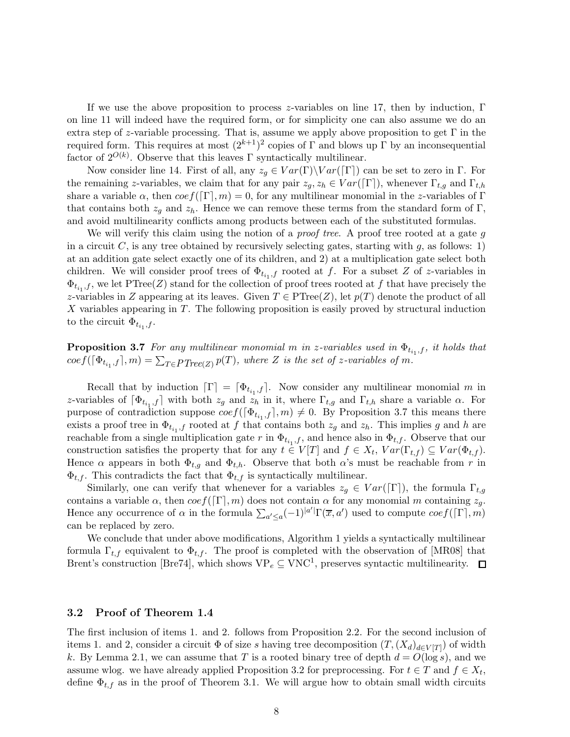If we use the above proposition to process $z$-variables on line 17, then by induction, $\Gamma$ on line 11 will indeed have the required form, or for simplicity one can also assume we do an extra step of $z$-variable processing. That is, assume we apply above proposition to get $\Gamma$ in the required form. This requires at most $(2^{k+1})^2$ copies of $\Gamma$ and blows up $\Gamma$ by an inconsequential factor of $2^{O(k)}$. Observe that this leaves $\Gamma$ syntactically multilinear.

Now consider line 14. First of all, any $z_g \in Var(\Gamma)\backslash Var(\lceil\Gamma\rceil)$ can be set to zero in $\Gamma$. For the remaining $z$-variables, we claim that for any pair $z_g, z_h \in Var(\lceil\Gamma\rceil)$, whenever $\Gamma_{t,g}$ and $\Gamma_{t,h}$ share a variable $\alpha$, then $coef(\lceil\Gamma\rceil, m) = 0$, for any multilinear monomial in the $z$-variables of $\Gamma$ that contains both $z_g$ and $z_h$. Hence we can remove these terms from the standard form of $\Gamma$, and avoid multilinearity conflicts among products between each of the substituted formulas.

We will verify this claim using the notion of a *proof tree*. A proof tree rooted at a gate $g$ in a circuit $C$, is any tree obtained by recursively selecting gates, starting with $g$, as follows: 1) at an addition gate select exactly one of its children, and 2) at a multiplication gate select both children. We will consider proof trees of $\Phi_{t_{i_1},f}$ rooted at $f$. For a subset $Z$ of $z$-variables in $\Phi_{t_{i_1},f}$, we let $\mathrm{PTree}(Z)$ stand for the collection of proof trees rooted at $f$ that have precisely the $z$-variables in $Z$ appearing at its leaves. Given $T \in \mathrm{PTree}(Z)$, let $p(T)$ denote the product of all $X$ variables appearing in $T$. The following proposition is easily proved by structural induction to the circuit $\Phi_{t_{i_1},f}$.

**Proposition 3.7** *For any multilinear monomial $m$ in $z$-variables used in $\Phi_{t_{i_1},f}$, it holds that $coef(\lceil\Phi_{t_{i_1},f}\rceil, m) = \sum_{T\in PTree(Z)} p(T)$, where $Z$ is the set of $z$-variables of $m$.*

Recall that by induction $\lceil\Gamma\rceil = \lceil\Phi_{t_{i_1},f}\rceil$. Now consider any multilinear monomial $m$ in $z$-variables of $\lceil\Phi_{t_{i_1},f}\rceil$ with both $z_g$ and $z_h$ in it, where $\Gamma_{t,g}$ and $\Gamma_{t,h}$ share a variable $\alpha$. For purpose of contradiction suppose $coef(\lceil\Phi_{t_{i_1},f}\rceil, m) \neq 0$. By Proposition 3.7 this means there exists a proof tree in $\Phi_{t_{i_1},f}$ rooted at $f$ that contains both $z_g$ and $z_h$. This implies $g$ and $h$ are reachable from a single multiplication gate $r$ in $\Phi_{t_{i_1},f}$, and hence also in $\Phi_{t,f}$. Observe that our construction satisfies the property that for any $t \in V[T]$ and $f \in X_t$, $Var(\Gamma_{t,f}) \subseteq Var(\Phi_{t,f})$. Hence $\alpha$ appears in both $\Phi_{t,g}$ and $\Phi_{t,h}$. Observe that both $\alpha$'s must be reachable from $r$ in $\Phi_{t,f}$. This contradicts the fact that $\Phi_{t,f}$ is syntactically multilinear.

Similarly, one can verify that whenever for a variables $z_g \in Var(\lceil\Gamma\rceil)$, the formula $\Gamma_{t,g}$ contains a variable $\alpha$, then $coef(\lceil\Gamma\rceil, m)$ does not contain $\alpha$ for any monomial $m$ containing $z_g$. Hence any occurrence of $\alpha$ in the formula $\sum_{a'\leq a}(-1)^{|a'|}\Gamma(\overline{x}, a')$ used to compute $coef(\lceil\Gamma\rceil, m)$ can be replaced by zero.

We conclude that under above modifications, Algorithm 1 yields a syntactically multilinear formula $\Gamma_{t,f}$ equivalent to $\Phi_{t,f}$. The proof is completed with the observation of [MR08] that Brent's construction [Bre74], which shows $\mathrm{VP}_e \subseteq \mathrm{VNC}^1$, preserves syntactic multilinearity. ☐

### 3.2 Proof of Theorem 1.4

The first inclusion of items 1. and 2. follows from Proposition 2.2. For the second inclusion of items 1. and 2, consider a circuit $\Phi$ of size $s$ having tree decomposition $(T, (X_d)_{d\in V[T]})$ of width $k$. By Lemma 2.1, we can assume that $T$ is a rooted binary tree of depth $d = O(\log s)$, and we assume wlog. we have already applied Proposition 3.2 for preprocessing. For $t \in T$ and $f \in X_t$, define $\Phi_{t,f}$ as in the proof of Theorem 3.1. We will argue how to obtain small width circuits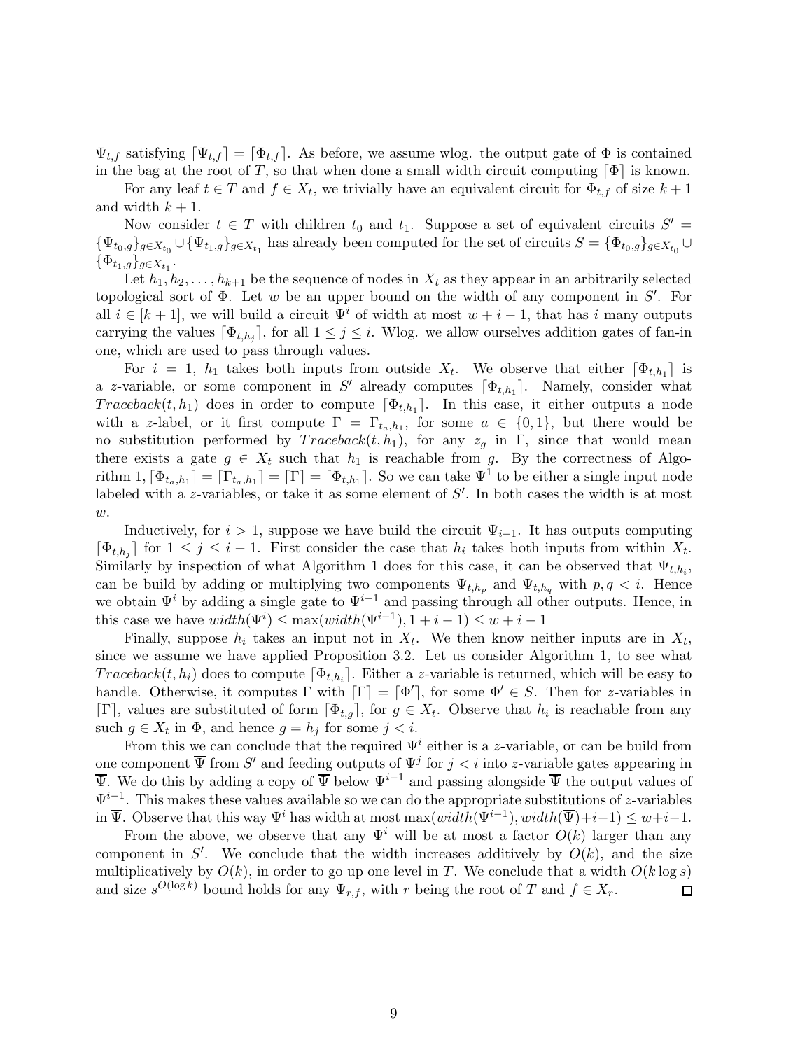$\Psi_{t,f}$ satisfying $\lceil \Psi_{t,f} \rceil = \lceil \Phi_{t,f} \rceil$. As before, we assume wlog. the output gate of $\Phi$ is contained in the bag at the root of $T$, so that when done a small width circuit computing $\lceil \Phi \rceil$ is known.

For any leaf $t \in T$ and $f \in X_t$, we trivially have an equivalent circuit for $\Phi_{t,f}$ of size $k+1$ and width $k+1$.

Now consider $t \in T$ with children $t_0$ and $t_1$. Suppose a set of equivalent circuits $S' = \{\Psi_{t_0,g}\}_{g \in X_{t_0}} \cup \{\Psi_{t_1,g}\}_{g \in X_{t_1}}$ has already been computed for the set of circuits $S = \{\Phi_{t_0,g}\}_{g \in X_{t_0}} \cup \{\Phi_{t_1,g}\}_{g \in X_{t_1}}$.

Let $h_1, h_2, \ldots, h_{k+1}$ be the sequence of nodes in $X_t$ as they appear in an arbitrarily selected topological sort of $\Phi$. Let $w$ be an upper bound on the width of any component in $S'$. For all $i \in [k+1]$, we will build a circuit $\Psi^i$ of width at most $w + i - 1$, that has $i$ many outputs carrying the values $\lceil \Phi_{t,h_j} \rceil$, for all $1 \leq j \leq i$. Wlog. we allow ourselves addition gates of fan-in one, which are used to pass through values.

For $i = 1$, $h_1$ takes both inputs from outside $X_t$. We observe that either $\lceil \Phi_{t,h_1} \rceil$ is a $z$-variable, or some component in $S'$ already computes $\lceil \Phi_{t,h_1} \rceil$. Namely, consider what $Traceback(t, h_1)$ does in order to compute $\lceil \Phi_{t,h_1} \rceil$. In this case, it either outputs a node with a $z$-label, or it first compute $\Gamma = \Gamma_{t_a,h_1}$, for some $a \in \{0,1\}$, but there would be no substitution performed by $Traceback(t, h_1)$, for any $z_g$ in $\Gamma$, since that would mean there exists a gate $g \in X_t$ such that $h_1$ is reachable from $g$. By the correctness of Algorithm 1, $\lceil \Phi_{t_a,h_1} \rceil = \lceil \Gamma_{t_a,h_1} \rceil = \lceil \Gamma \rceil = \lceil \Phi_{t,h_1} \rceil$. So we can take $\Psi^1$ to be either a single input node labeled with a $z$-variables, or take it as some element of $S'$. In both cases the width is at most $w$.

Inductively, for $i > 1$, suppose we have build the circuit $\Psi_{i-1}$. It has outputs computing $\lceil \Phi_{t,h_j} \rceil$ for $1 \leq j \leq i-1$. First consider the case that $h_i$ takes both inputs from within $X_t$. Similarly by inspection of what Algorithm 1 does for this case, it can be observed that $\Psi_{t,h_i}$, can be build by adding or multiplying two components $\Psi_{t,h_p}$ and $\Psi_{t,h_q}$ with $p, q < i$. Hence we obtain $\Psi^i$ by adding a single gate to $\Psi^{i-1}$ and passing through all other outputs. Hence, in this case we have $width(\Psi^i) \leq \max(width(\Psi^{i-1}), 1 + i - 1) \leq w + i - 1$

Finally, suppose $h_i$ takes an input not in $X_t$. We then know neither inputs are in $X_t$, since we assume we have applied Proposition 3.2. Let us consider Algorithm 1, to see what $Traceback(t, h_i)$ does to compute $\lceil \Phi_{t,h_i} \rceil$. Either a $z$-variable is returned, which will be easy to handle. Otherwise, it computes $\Gamma$ with $\lceil \Gamma \rceil = \lceil \Phi' \rceil$, for some $\Phi' \in S$. Then for $z$-variables in $\lceil \Gamma \rceil$, values are substituted of form $\lceil \Phi_{t,g} \rceil$, for $g \in X_t$. Observe that $h_i$ is reachable from any such $g \in X_t$ in $\Phi$, and hence $g = h_j$ for some $j < i$.

From this we can conclude that the required $\Psi^i$ either is a $z$-variable, or can be build from one component $\overline{\Psi}$ from $S'$ and feeding outputs of $\Psi^j$ for $j < i$ into $z$-variable gates appearing in $\overline{\Psi}$. We do this by adding a copy of $\overline{\Psi}$ below $\Psi^{i-1}$ and passing alongside $\overline{\Psi}$ the output values of $\Psi^{i-1}$. This makes these values available so we can do the appropriate substitutions of $z$-variables in $\overline{\Psi}$. Observe that this way $\Psi^i$ has width at most $\max(width(\Psi^{i-1}), width(\overline{\Psi}) + i - 1) \leq w + i - 1$.

From the above, we observe that any $\Psi^i$ will be at most a factor $O(k)$ larger than any component in $S'$. We conclude that the width increases additively by $O(k)$, and the size multiplicatively by $O(k)$, in order to go up one level in $T$. We conclude that a width $O(k \log s)$ and size $s^{O(\log k)}$ bound holds for any $\Psi_{r,f}$, with $r$ being the root of $T$ and $f \in X_r$. ◻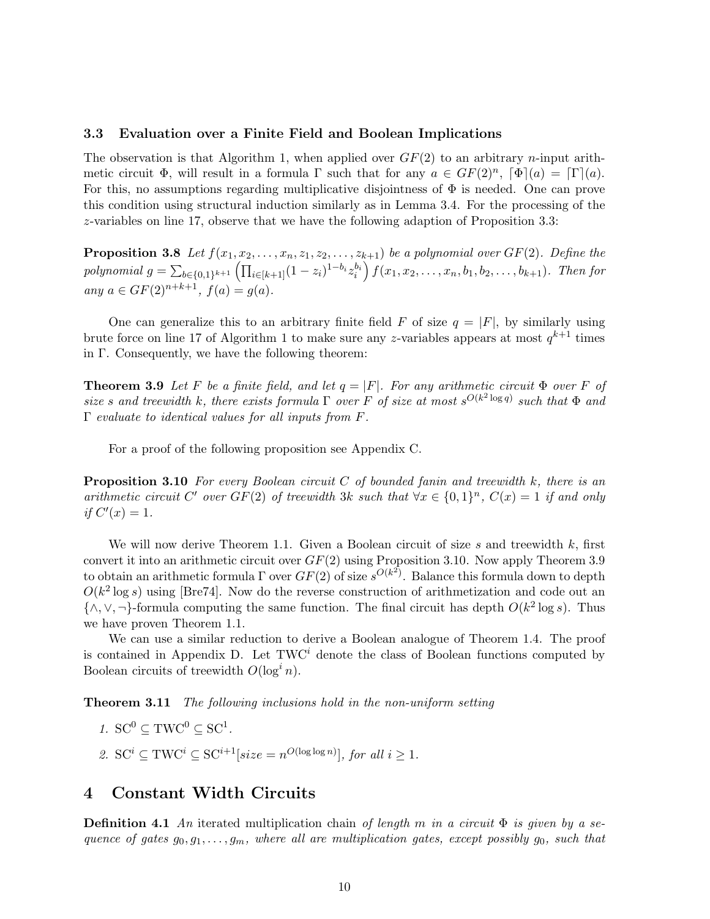### 3.3 Evaluation over a Finite Field and Boolean Implications

The observation is that Algorithm 1, when applied over $GF(2)$ to an arbitrary $n$-input arithmetic circuit $\Phi$, will result in a formula $\Gamma$ such that for any $a \in GF(2)^n$, $\lceil \Phi \rceil(a) = \lceil \Gamma \rceil(a)$. For this, no assumptions regarding multiplicative disjointness of $\Phi$ is needed. One can prove this condition using structural induction similarly as in Lemma 3.4. For the processing of the $z$-variables on line 17, observe that we have the following adaption of Proposition 3.3:

**Proposition 3.8** *Let $f(x_1, x_2, \ldots, x_n, z_1, z_2, \ldots, z_{k+1})$ be a polynomial over $GF(2)$. Define the polynomial $g = \sum_{b \in \{0,1\}^{k+1}} \left( \prod_{i \in [k+1]} (1 - z_i)^{1-b_i} z_i^{b_i} \right) f(x_1, x_2, \ldots, x_n, b_1, b_2, \ldots, b_{k+1})$. Then for any $a \in GF(2)^{n+k+1}$, $f(a) = g(a)$.*

One can generalize this to an arbitrary finite field $F$ of size $q = |F|$, by similarly using brute force on line 17 of Algorithm 1 to make sure any $z$-variables appears at most $q^{k+1}$ times in $\Gamma$. Consequently, we have the following theorem:

**Theorem 3.9** *Let $F$ be a finite field, and let $q = |F|$. For any arithmetic circuit $\Phi$ over $F$ of size $s$ and treewidth $k$, there exists formula $\Gamma$ over $F$ of size at most $s^{O(k^2 \log q)}$ such that $\Phi$ and $\Gamma$ evaluate to identical values for all inputs from $F$.*

For a proof of the following proposition see Appendix C.

**Proposition 3.10** *For every Boolean circuit $C$ of bounded fanin and treewidth $k$, there is an arithmetic circuit $C'$ over $GF(2)$ of treewidth $3k$ such that $\forall x \in \{0,1\}^n$, $C(x) = 1$ if and only if $C'(x) = 1$.*

We will now derive Theorem 1.1. Given a Boolean circuit of size $s$ and treewidth $k$, first convert it into an arithmetic circuit over $GF(2)$ using Proposition 3.10. Now apply Theorem 3.9 to obtain an arithmetic formula $\Gamma$ over $GF(2)$ of size $s^{O(k^2)}$. Balance this formula down to depth $O(k^2 \log s)$ using [Bre74]. Now do the reverse construction of arithmetization and code out an $\{\wedge, \vee, \neg\}$-formula computing the same function. The final circuit has depth $O(k^2 \log s)$. Thus we have proven Theorem 1.1.

We can use a similar reduction to derive a Boolean analogue of Theorem 1.4. The proof is contained in Appendix D. Let $\mathrm{TWC}^i$ denote the class of Boolean functions computed by Boolean circuits of treewidth $O(\log^i n)$.

**Theorem 3.11** *The following inclusions hold in the non-uniform setting*

1. $\mathrm{SC}^0 \subseteq \mathrm{TWC}^0 \subseteq \mathrm{SC}^1$.
2. $\mathrm{SC}^i \subseteq \mathrm{TWC}^i \subseteq \mathrm{SC}^{i+1}[size = n^{O(\log \log n)}]$, *for all $i \geq 1$.*

## 4 Constant Width Circuits

**Definition 4.1** *An* iterated multiplication chain *of length $m$ in a circuit $\Phi$ is given by a sequence of gates $g_0, g_1, \ldots, g_m$, where all are multiplication gates, except possibly $g_0$, such that*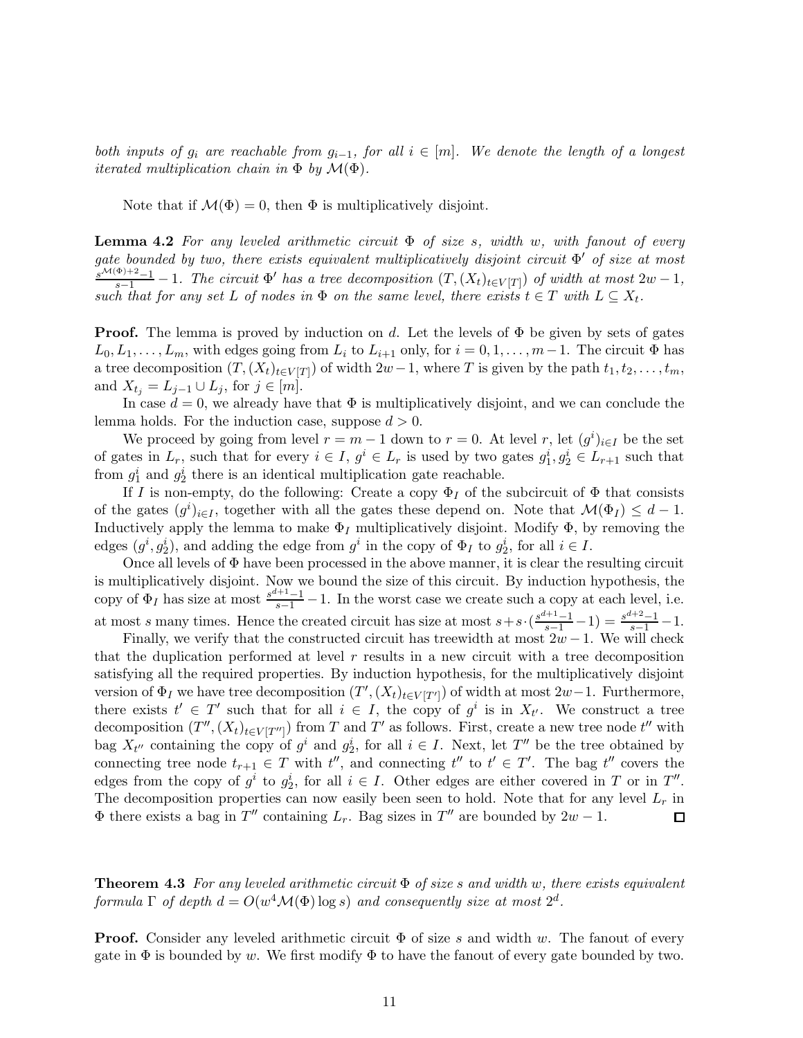*both inputs of $g_i$ are reachable from $g_{i-1}$, for all $i \in [m]$. We denote the length of a longest iterated multiplication chain in $\Phi$ by $\mathcal{M}(\Phi)$.*

Note that if $\mathcal{M}(\Phi) = 0$, then $\Phi$ is multiplicatively disjoint.

**Lemma 4.2** *For any leveled arithmetic circuit $\Phi$ of size $s$, width $w$, with fanout of every gate bounded by two, there exists equivalent multiplicatively disjoint circuit $\Phi'$ of size at most $\frac{s^{\mathcal{M}(\Phi)+2}-1}{s-1} - 1$. The circuit $\Phi'$ has a tree decomposition $(T, (X_t)_{t \in V[T]})$ of width at most $2w-1$, such that for any set $L$ of nodes in $\Phi$ on the same level, there exists $t \in T$ with $L \subseteq X_t$.*

**Proof.** The lemma is proved by induction on $d$. Let the levels of $\Phi$ be given by sets of gates $L_0, L_1, \ldots, L_m$, with edges going from $L_i$ to $L_{i+1}$ only, for $i = 0, 1, \ldots, m-1$. The circuit $\Phi$ has a tree decomposition $(T, (X_t)_{t \in V[T]})$ of width $2w-1$, where $T$ is given by the path $t_1, t_2, \ldots, t_m$, and $X_{t_j} = L_{j-1} \cup L_j$, for $j \in [m]$.

In case $d = 0$, we already have that $\Phi$ is multiplicatively disjoint, and we can conclude the lemma holds. For the induction case, suppose $d > 0$.

We proceed by going from level $r = m-1$ down to $r = 0$. At level $r$, let $(g^i)_{i \in I}$ be the set of gates in $L_r$, such that for every $i \in I$, $g^i \in L_r$ is used by two gates $g_1^i, g_2^i \in L_{r+1}$ such that from $g_1^i$ and $g_2^i$ there is an identical multiplication gate reachable.

If $I$ is non-empty, do the following: Create a copy $\Phi_I$ of the subcircuit of $\Phi$ that consists of the gates $(g^i)_{i \in I}$, together with all the gates these depend on. Note that $\mathcal{M}(\Phi_I) \leq d-1$. Inductively apply the lemma to make $\Phi_I$ multiplicatively disjoint. Modify $\Phi$, by removing the edges $(g^i, g_2^i)$, and adding the edge from $g^i$ in the copy of $\Phi_I$ to $g_2^i$, for all $i \in I$.

Once all levels of $\Phi$ have been processed in the above manner, it is clear the resulting circuit is multiplicatively disjoint. Now we bound the size of this circuit. By induction hypothesis, the copy of $\Phi_I$ has size at most $\frac{s^{d+1}-1}{s-1} - 1$. In the worst case we create such a copy at each level, i.e. at most $s$ many times. Hence the created circuit has size at most $s + s \cdot (\frac{s^{d+1}-1}{s-1} - 1) = \frac{s^{d+2}-1}{s-1} - 1$.

Finally, we verify that the constructed circuit has treewidth at most $2w-1$. We will check that the duplication performed at level $r$ results in a new circuit with a tree decomposition satisfying all the required properties. By induction hypothesis, for the multiplicatively disjoint version of $\Phi_I$ we have tree decomposition $(T', (X_t)_{t \in V[T']})$ of width at most $2w-1$. Furthermore, there exists $t' \in T'$ such that for all $i \in I$, the copy of $g^i$ is in $X_{t'}$. We construct a tree decomposition $(T'', (X_t)_{t \in V[T'']})$ from $T$ and $T'$ as follows. First, create a new tree node $t''$ with bag $X_{t''}$ containing the copy of $g^i$ and $g_2^i$, for all $i \in I$. Next, let $T''$ be the tree obtained by connecting tree node $t_{r+1} \in T$ with $t''$, and connecting $t''$ to $t' \in T'$. The bag $t''$ covers the edges from the copy of $g^i$ to $g_2^i$, for all $i \in I$. Other edges are either covered in $T$ or in $T''$. The decomposition properties can now easily been seen to hold. Note that for any level $L_r$ in $\Phi$ there exists a bag in $T''$ containing $L_r$. Bag sizes in $T''$ are bounded by $2w-1$. ◻

**Theorem 4.3** *For any leveled arithmetic circuit $\Phi$ of size $s$ and width $w$, there exists equivalent formula $\Gamma$ of depth $d = O(w^4 \mathcal{M}(\Phi) \log s)$ and consequently size at most $2^d$.*

**Proof.** Consider any leveled arithmetic circuit $\Phi$ of size $s$ and width $w$. The fanout of every gate in $\Phi$ is bounded by $w$. We first modify $\Phi$ to have the fanout of every gate bounded by two.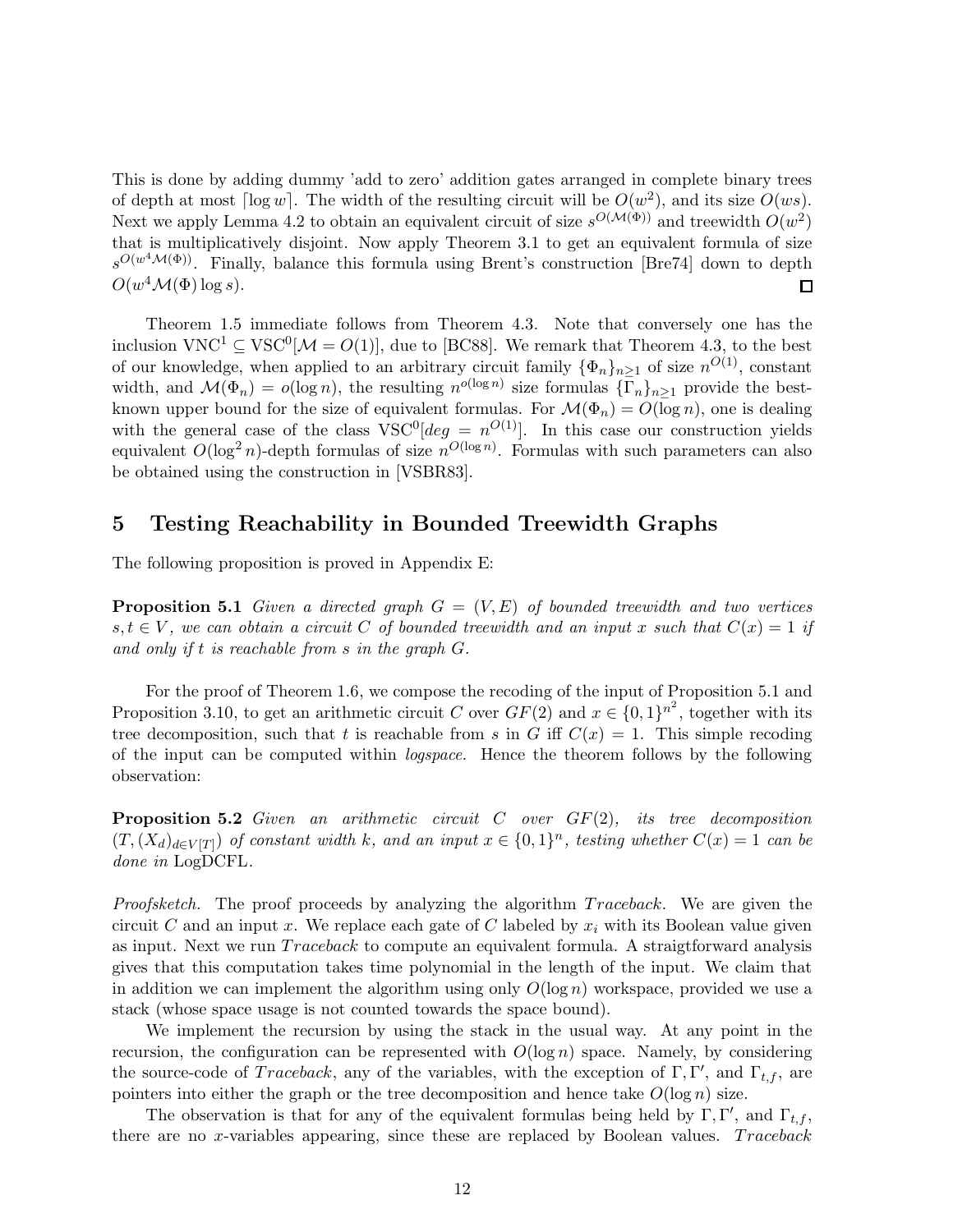This is done by adding dummy 'add to zero' addition gates arranged in complete binary trees of depth at most $\lceil \log w \rceil$. The width of the resulting circuit will be $O(w^2)$, and its size $O(ws)$. Next we apply Lemma 4.2 to obtain an equivalent circuit of size $s^{O(\mathcal{M}(\Phi))}$ and treewidth $O(w^2)$ that is multiplicatively disjoint. Now apply Theorem 3.1 to get an equivalent formula of size $s^{O(w^4 \mathcal{M}(\Phi))}$. Finally, balance this formula using Brent's construction [Bre74] down to depth $O(w^4 \mathcal{M}(\Phi) \log s)$. ◻

Theorem 1.5 immediate follows from Theorem 4.3. Note that conversely one has the inclusion $\text{VNC}^1 \subseteq \text{VSC}^0[\mathcal{M} = O(1)]$, due to [BC88]. We remark that Theorem 4.3, to the best of our knowledge, when applied to an arbitrary circuit family $\{\Phi_n\}_{n \geq 1}$ of size $n^{O(1)}$, constant width, and $\mathcal{M}(\Phi_n) = o(\log n)$, the resulting $n^{o(\log n)}$ size formulas $\{\Gamma_n\}_{n \geq 1}$ provide the best-known upper bound for the size of equivalent formulas. For $\mathcal{M}(\Phi_n) = O(\log n)$, one is dealing with the general case of the class $\text{VSC}^0[deg = n^{O(1)}]$. In this case our construction yields equivalent $O(\log^2 n)$-depth formulas of size $n^{O(\log n)}$. Formulas with such parameters can also be obtained using the construction in [VSBR83].

## 5 Testing Reachability in Bounded Treewidth Graphs

The following proposition is proved in Appendix E:

**Proposition 5.1** *Given a directed graph $G = (V, E)$ of bounded treewidth and two vertices $s, t \in V$, we can obtain a circuit $C$ of bounded treewidth and an input $x$ such that $C(x) = 1$ if and only if $t$ is reachable from $s$ in the graph $G$.*

For the proof of Theorem 1.6, we compose the recoding of the input of Proposition 5.1 and Proposition 3.10, to get an arithmetic circuit $C$ over $GF(2)$ and $x \in \{0,1\}^{n^2}$, together with its tree decomposition, such that $t$ is reachable from $s$ in $G$ iff $C(x) = 1$. This simple recoding of the input can be computed within *logspace*. Hence the theorem follows by the following observation:

**Proposition 5.2** *Given an arithmetic circuit $C$ over $GF(2)$, its tree decomposition $(T, (X_d)_{d \in V[T]})$ of constant width $k$, and an input $x \in \{0,1\}^n$, testing whether $C(x) = 1$ can be done in* LogDCFL.

*Proofsketch.* The proof proceeds by analyzing the algorithm *Traceback*. We are given the circuit $C$ and an input $x$. We replace each gate of $C$ labeled by $x_i$ with its Boolean value given as input. Next we run *Traceback* to compute an equivalent formula. A straigtforward analysis gives that this computation takes time polynomial in the length of the input. We claim that in addition we can implement the algorithm using only $O(\log n)$ workspace, provided we use a stack (whose space usage is not counted towards the space bound).

We implement the recursion by using the stack in the usual way. At any point in the recursion, the configuration can be represented with $O(\log n)$ space. Namely, by considering the source-code of *Traceback*, any of the variables, with the exception of $\Gamma, \Gamma'$, and $\Gamma_{t,f}$, are pointers into either the graph or the tree decomposition and hence take $O(\log n)$ size.

The observation is that for any of the equivalent formulas being held by $\Gamma, \Gamma'$, and $\Gamma_{t,f}$, there are no $x$-variables appearing, since these are replaced by Boolean values. *Traceback*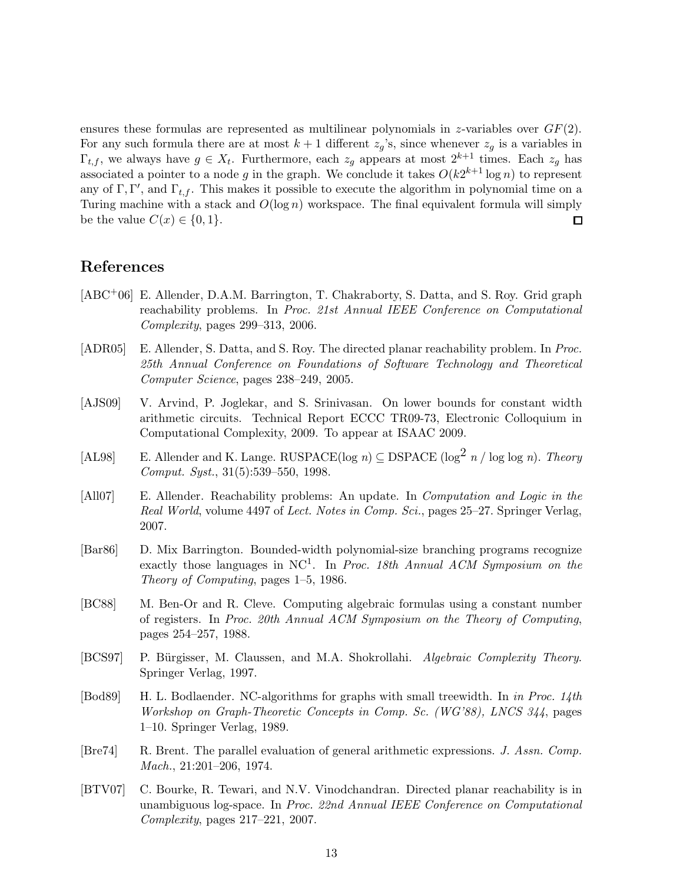ensures these formulas are represented as multilinear polynomials in $z$-variables over $GF(2)$. For any such formula there are at most $k+1$ different $z_g$'s, since whenever $z_g$ is a variables in $\Gamma_{t,f}$, we always have $g \in X_t$. Furthermore, each $z_g$ appears at most $2^{k+1}$ times. Each $z_g$ has associated a pointer to a node $g$ in the graph. We conclude it takes $O(k2^{k+1} \log n)$ to represent any of $\Gamma, \Gamma'$, and $\Gamma_{t,f}$. This makes it possible to execute the algorithm in polynomial time on a Turing machine with a stack and $O(\log n)$ workspace. The final equivalent formula will simply be the value $C(x) \in \{0, 1\}$. □

## References

[ABC+06] E. Allender, D.A.M. Barrington, T. Chakraborty, S. Datta, and S. Roy. Grid graph reachability problems. In *Proc. 21st Annual IEEE Conference on Computational Complexity*, pages 299–313, 2006.

[ADR05] E. Allender, S. Datta, and S. Roy. The directed planar reachability problem. In *Proc. 25th Annual Conference on Foundations of Software Technology and Theoretical Computer Science*, pages 238–249, 2005.

[AJS09] V. Arvind, P. Joglekar, and S. Srinivasan. On lower bounds for constant width arithmetic circuits. Technical Report ECCC TR09-73, Electronic Colloquium in Computational Complexity, 2009. To appear at ISAAC 2009.

[AL98] E. Allender and K. Lange. RUSPACE(log $n$) $\subseteq$ DSPACE (log$^2$ $n$ / log log $n$). *Theory Comput. Syst.*, 31(5):539–550, 1998.

[All07] E. Allender. Reachability problems: An update. In *Computation and Logic in the Real World*, volume 4497 of *Lect. Notes in Comp. Sci.*, pages 25–27. Springer Verlag, 2007.

[Bar86] D. Mix Barrington. Bounded-width polynomial-size branching programs recognize exactly those languages in NC$^1$. In *Proc. 18th Annual ACM Symposium on the Theory of Computing*, pages 1–5, 1986.

[BC88] M. Ben-Or and R. Cleve. Computing algebraic formulas using a constant number of registers. In *Proc. 20th Annual ACM Symposium on the Theory of Computing*, pages 254–257, 1988.

[BCS97] P. Bürgisser, M. Claussen, and M.A. Shokrollahi. *Algebraic Complexity Theory.* Springer Verlag, 1997.

[Bod89] H. L. Bodlaender. NC-algorithms for graphs with small treewidth. In *in Proc. 14th Workshop on Graph-Theoretic Concepts in Comp. Sc. (WG'88), LNCS 344*, pages 1–10. Springer Verlag, 1989.

[Bre74] R. Brent. The parallel evaluation of general arithmetic expressions. *J. Assn. Comp. Mach.*, 21:201–206, 1974.

[BTV07] C. Bourke, R. Tewari, and N.V. Vinodchandran. Directed planar reachability is in unambiguous log-space. In *Proc. 22nd Annual IEEE Conference on Computational Complexity*, pages 217–221, 2007.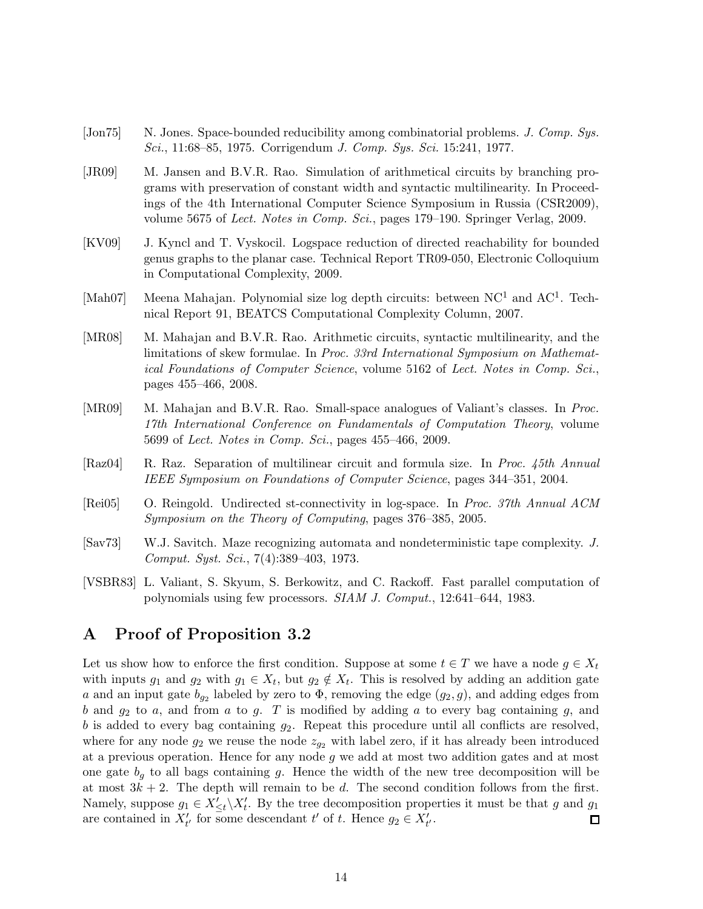[Jon75] N. Jones. Space-bounded reducibility among combinatorial problems. *J. Comp. Sys. Sci.*, 11:68–85, 1975. Corrigendum *J. Comp. Sys. Sci.* 15:241, 1977.

[JR09] M. Jansen and B.V.R. Rao. Simulation of arithmetical circuits by branching programs with preservation of constant width and syntactic multilinearity. In Proceedings of the 4th International Computer Science Symposium in Russia (CSR2009), volume 5675 of *Lect. Notes in Comp. Sci.*, pages 179–190. Springer Verlag, 2009.

[KV09] J. Kyncl and T. Vyskocil. Logspace reduction of directed reachability for bounded genus graphs to the planar case. Technical Report TR09-050, Electronic Colloquium in Computational Complexity, 2009.

[Mah07] Meena Mahajan. Polynomial size log depth circuits: between $\mathrm{NC}^1$ and $\mathrm{AC}^1$. Technical Report 91, BEATCS Computational Complexity Column, 2007.

[MR08] M. Mahajan and B.V.R. Rao. Arithmetic circuits, syntactic multilinearity, and the limitations of skew formulae. In *Proc. 33rd International Symposium on Mathematical Foundations of Computer Science*, volume 5162 of *Lect. Notes in Comp. Sci.*, pages 455–466, 2008.

[MR09] M. Mahajan and B.V.R. Rao. Small-space analogues of Valiant's classes. In *Proc. 17th International Conference on Fundamentals of Computation Theory*, volume 5699 of *Lect. Notes in Comp. Sci.*, pages 455–466, 2009.

[Raz04] R. Raz. Separation of multilinear circuit and formula size. In *Proc. 45th Annual IEEE Symposium on Foundations of Computer Science*, pages 344–351, 2004.

[Rei05] O. Reingold. Undirected st-connectivity in log-space. In *Proc. 37th Annual ACM Symposium on the Theory of Computing*, pages 376–385, 2005.

[Sav73] W.J. Savitch. Maze recognizing automata and nondeterministic tape complexity. *J. Comput. Syst. Sci.*, 7(4):389–403, 1973.

[VSBR83] L. Valiant, S. Skyum, S. Berkowitz, and C. Rackoff. Fast parallel computation of polynomials using few processors. *SIAM J. Comput.*, 12:641–644, 1983.

# A Proof of Proposition 3.2

Let us show how to enforce the first condition. Suppose at some $t \in T$ we have a node $g \in X_t$ with inputs $g_1$ and $g_2$ with $g_1 \in X_t$, but $g_2 \notin X_t$. This is resolved by adding an addition gate $a$ and an input gate $b_{g_2}$ labeled by zero to $\Phi$, removing the edge $(g_2, g)$, and adding edges from $b$ and $g_2$ to $a$, and from $a$ to $g$. $T$ is modified by adding $a$ to every bag containing $g$, and $b$ is added to every bag containing $g_2$. Repeat this procedure until all conflicts are resolved, where for any node $g_2$ we reuse the node $z_{g_2}$ with label zero, if it has already been introduced at a previous operation. Hence for any node $g$ we add at most two addition gates and at most one gate $b_g$ to all bags containing $g$. Hence the width of the new tree decomposition will be at most $3k + 2$. The depth will remain to be $d$. The second condition follows from the first. Namely, suppose $g_1 \in X'_{\leq t} \backslash X'_t$. By the tree decomposition properties it must be that $g$ and $g_1$ are contained in $X'_{t'}$ for some descendant $t'$ of $t$. Hence $g_2 \in X'_{t'}$. ◻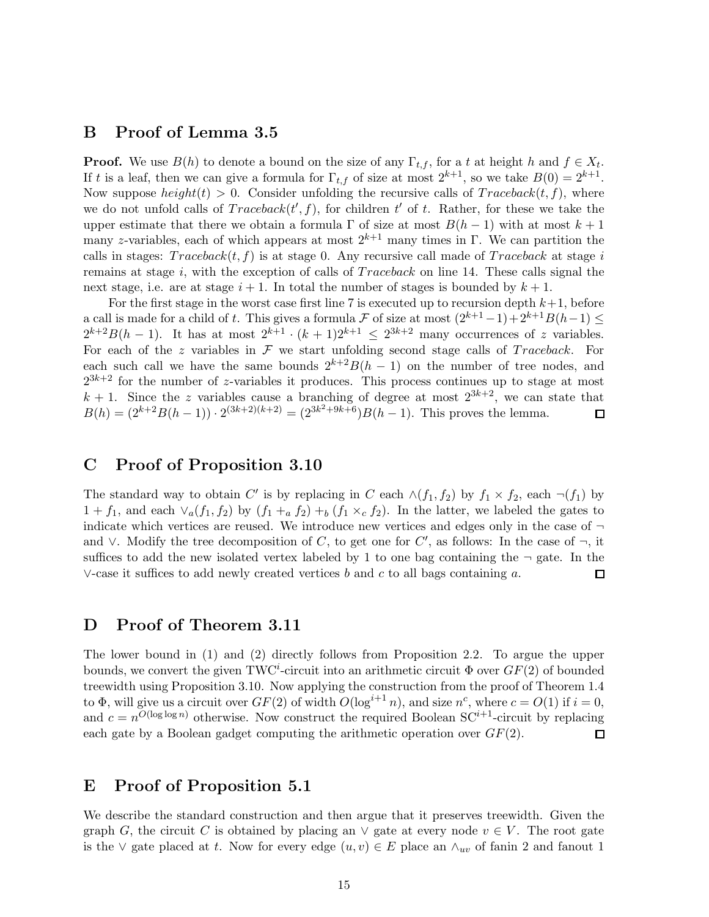## B Proof of Lemma 3.5

**Proof.** We use $B(h)$ to denote a bound on the size of any $\Gamma_{t,f}$, for a $t$ at height $h$ and $f \in X_t$. If $t$ is a leaf, then we can give a formula for $\Gamma_{t,f}$ of size at most $2^{k+1}$, so we take $B(0) = 2^{k+1}$. Now suppose $height(t) > 0$. Consider unfolding the recursive calls of $Traceback(t, f)$, where we do not unfold calls of $Traceback(t', f)$, for children $t'$ of $t$. Rather, for these we take the upper estimate that there we obtain a formula $\Gamma$ of size at most $B(h-1)$ with at most $k+1$ many $z$-variables, each of which appears at most $2^{k+1}$ many times in $\Gamma$. We can partition the calls in stages: $Traceback(t, f)$ is at stage 0. Any recursive call made of $Traceback$ at stage $i$ remains at stage $i$, with the exception of calls of $Traceback$ on line 14. These calls signal the next stage, i.e. are at stage $i+1$. In total the number of stages is bounded by $k+1$.

For the first stage in the worst case first line 7 is executed up to recursion depth $k+1$, before a call is made for a child of $t$. This gives a formula $\mathcal{F}$ of size at most $(2^{k+1}-1)+2^{k+1}B(h-1) \leq 2^{k+2}B(h-1)$. It has at most $2^{k+1} \cdot (k+1)2^{k+1} \leq 2^{3k+2}$ many occurrences of $z$ variables. For each of the $z$ variables in $\mathcal{F}$ we start unfolding second stage calls of $Traceback$. For each such call we have the same bounds $2^{k+2}B(h-1)$ on the number of tree nodes, and $2^{3k+2}$ for the number of $z$-variables it produces. This process continues up to stage at most $k+1$. Since the $z$ variables cause a branching of degree at most $2^{3k+2}$, we can state that $B(h) = (2^{k+2}B(h-1)) \cdot 2^{(3k+2)(k+2)} = (2^{3k^2+9k+6})B(h-1)$. This proves the lemma. ◻

## C Proof of Proposition 3.10

The standard way to obtain $C'$ is by replacing in $C$ each $\wedge(f_1, f_2)$ by $f_1 \times f_2$, each $\neg(f_1)$ by $1 + f_1$, and each $\vee_a(f_1, f_2)$ by $(f_1 +_a f_2) +_b (f_1 \times_c f_2)$. In the latter, we labeled the gates to indicate which vertices are reused. We introduce new vertices and edges only in the case of $\neg$ and $\vee$. Modify the tree decomposition of $C$, to get one for $C'$, as follows: In the case of $\neg$, it suffices to add the new isolated vertex labeled by 1 to one bag containing the $\neg$ gate. In the $\vee$-case it suffices to add newly created vertices $b$ and $c$ to all bags containing $a$. ◻

## D Proof of Theorem 3.11

The lower bound in (1) and (2) directly follows from Proposition 2.2. To argue the upper bounds, we convert the given TWC$^i$-circuit into an arithmetic circuit $\Phi$ over $GF(2)$ of bounded treewidth using Proposition 3.10. Now applying the construction from the proof of Theorem 1.4 to $\Phi$, will give us a circuit over $GF(2)$ of width $O(\log^{i+1} n)$, and size $n^c$, where $c = O(1)$ if $i = 0$, and $c = n^{O(\log\log n)}$ otherwise. Now construct the required Boolean SC$^{i+1}$-circuit by replacing each gate by a Boolean gadget computing the arithmetic operation over $GF(2)$. ◻

## E Proof of Proposition 5.1

We describe the standard construction and then argue that it preserves treewidth. Given the graph $G$, the circuit $C$ is obtained by placing an $\vee$ gate at every node $v \in V$. The root gate is the $\vee$ gate placed at $t$. Now for every edge $(u, v) \in E$ place an $\wedge_{uv}$ of fanin 2 and fanout 1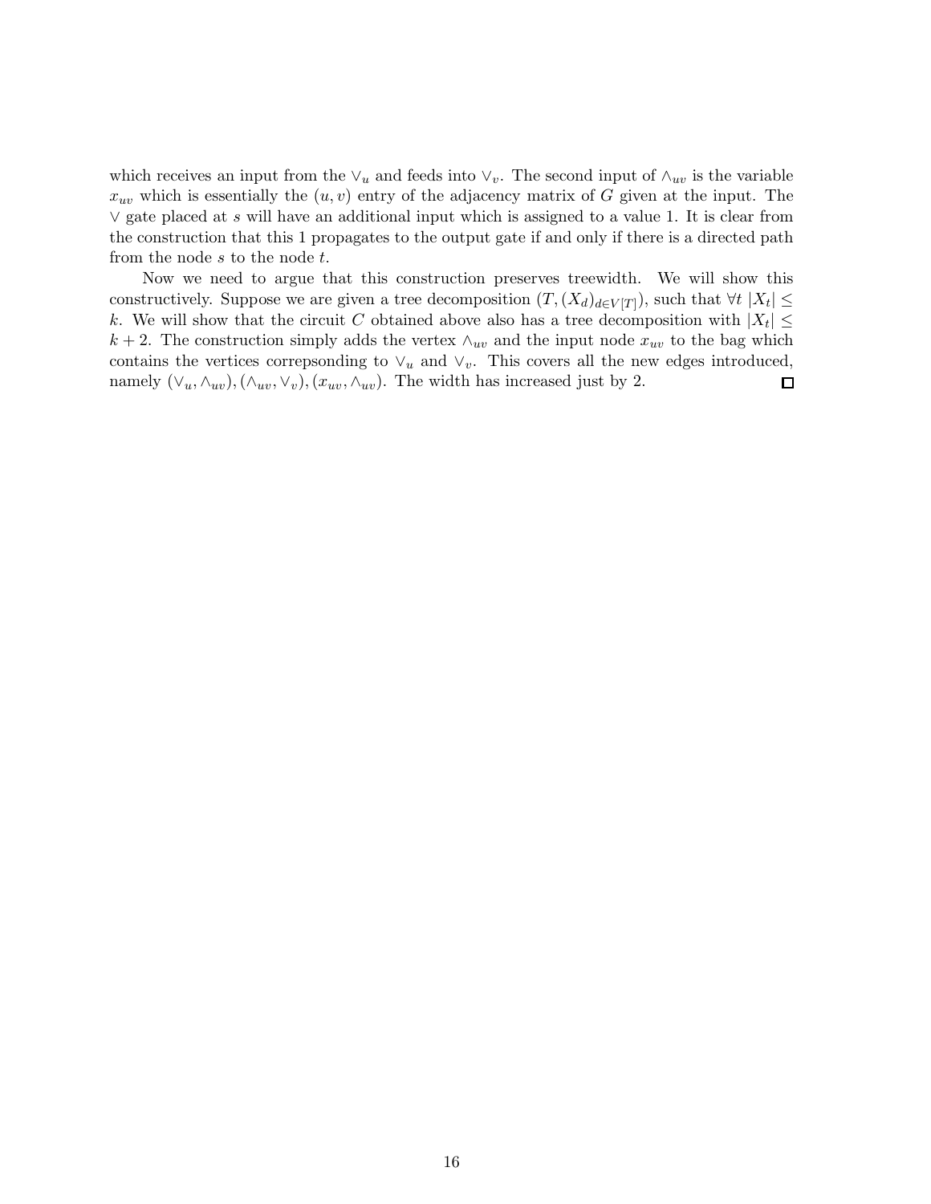which receives an input from the $\vee_u$ and feeds into $\vee_v$. The second input of $\wedge_{uv}$ is the variable $x_{uv}$ which is essentially the $(u, v)$ entry of the adjacency matrix of $G$ given at the input. The $\vee$ gate placed at $s$ will have an additional input which is assigned to a value 1. It is clear from the construction that this 1 propagates to the output gate if and only if there is a directed path from the node $s$ to the node $t$.

Now we need to argue that this construction preserves treewidth. We will show this constructively. Suppose we are given a tree decomposition $(T, (X_d)_{d \in V[T]})$, such that $\forall t\ |X_t| \leq k$. We will show that the circuit $C$ obtained above also has a tree decomposition with $|X_t| \leq k + 2$. The construction simply adds the vertex $\wedge_{uv}$ and the input node $x_{uv}$ to the bag which contains the vertices correpsonding to $\vee_u$ and $\vee_v$. This covers all the new edges introduced, namely $(\vee_u, \wedge_{uv}), (\wedge_{uv}, \vee_v), (x_{uv}, \wedge_{uv})$. The width has increased just by 2. $\square$